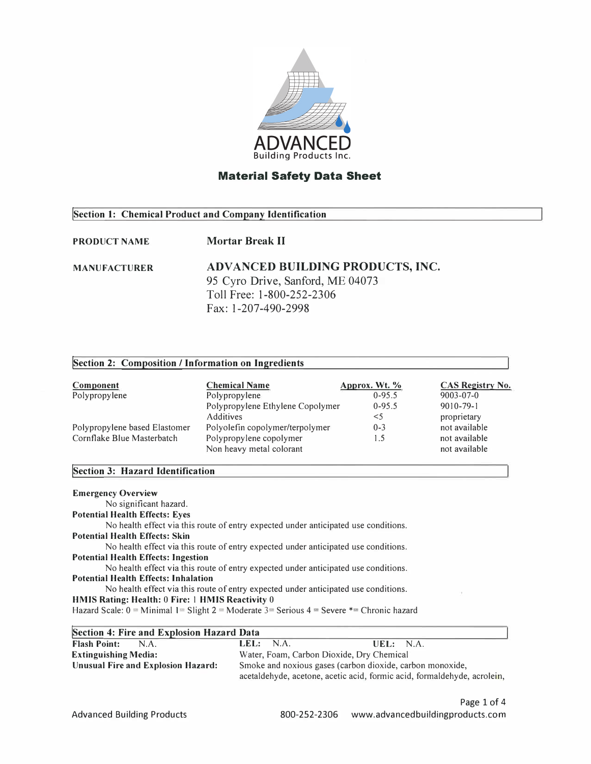ADVANCED
Building Products Inc.

# Material Safety Data Sheet

## Section 1: Chemical Product and Company Identification

**PRODUCT NAME** **Mortar Break II**

**MANUFACTURER** **ADVANCED BUILDING PRODUCTS, INC.**
95 Cyro Drive, Sanford, ME 04073
Toll Free: 1-800-252-2306
Fax: 1-207-490-2998

## Section 2: Composition / Information on Ingredients

| Component | Chemical Name | Approx. Wt. % | CAS Registry No. |
|---|---|---|---|
| Polypropylene | Polypropylene | 0-95.5 | 9003-07-0 |
| | Polypropylene Ethylene Copolymer | 0-95.5 | 9010-79-1 |
| | Additives | <5 | proprietary |
| Polypropylene based Elastomer | Polyolefin copolymer/terpolymer | 0-3 | not available |
| Cornflake Blue Masterbatch | Polypropylene copolymer | 1.5 | not available |
| | Non heavy metal colorant | | not available |

## Section 3: Hazard Identification

**Emergency Overview**
No significant hazard.

**Potential Health Effects: Eyes**
No health effect via this route of entry expected under anticipated use conditions.

**Potential Health Effects: Skin**
No health effect via this route of entry expected under anticipated use conditions.

**Potential Health Effects: Ingestion**
No health effect via this route of entry expected under anticipated use conditions.

**Potential Health Effects: Inhalation**
No health effect via this route of entry expected under anticipated use conditions.

**HMIS Rating: Health:** 0 **Fire:** 1 **HMIS Reactivity** 0
Hazard Scale: 0 = Minimal 1= Slight 2 = Moderate 3= Serious 4 = Severe *= Chronic hazard

## Section 4: Fire and Explosion Hazard Data

**Flash Point:** N.A. **LEL:** N.A. **UEL:** N.A.

**Extinguishing Media:** Water, Foam, Carbon Dioxide, Dry Chemical

**Unusual Fire and Explosion Hazard:** Smoke and noxious gases (carbon dioxide, carbon monoxide, acetaldehyde, acetone, acetic acid, formic acid, formaldehyde, acrolein,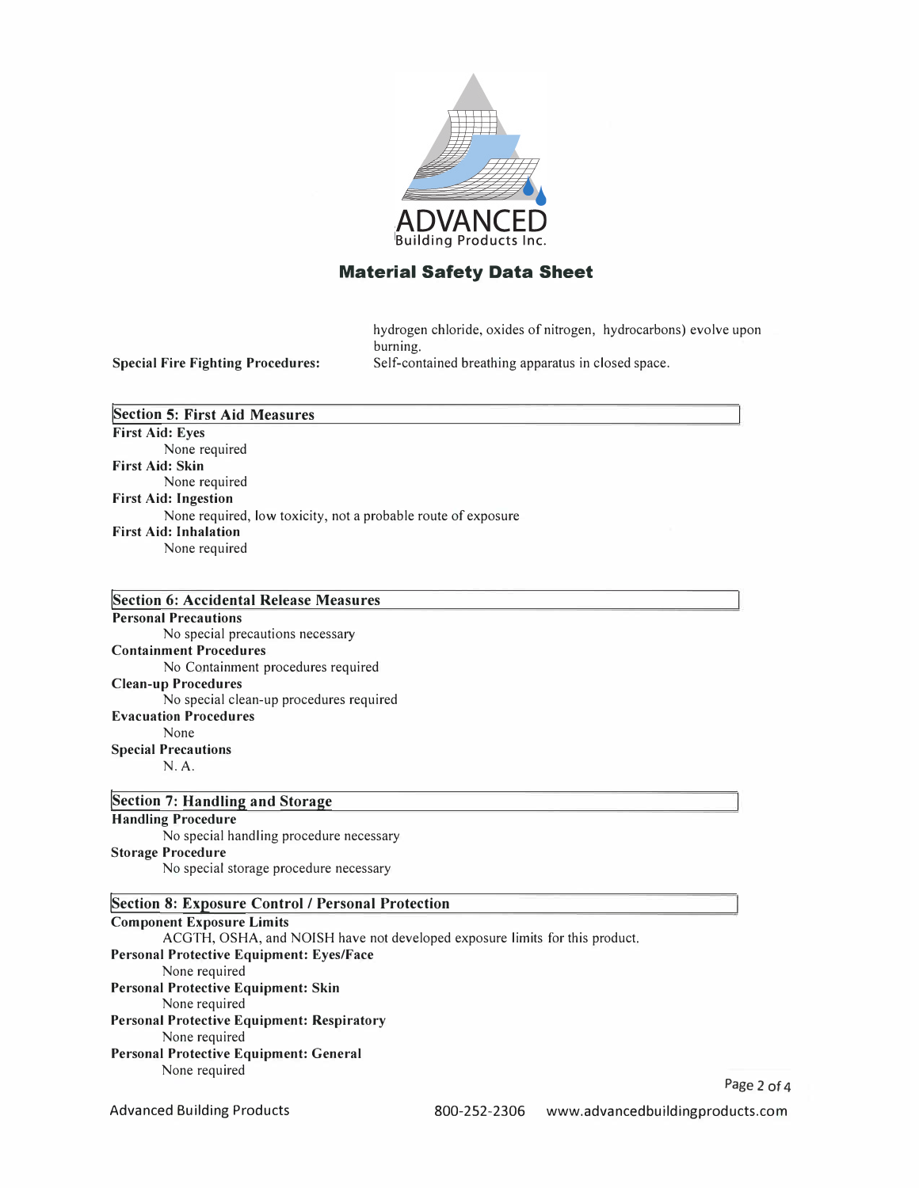# ADVANCED Building Products Inc.

## Material Safety Data Sheet

hydrogen chloride, oxides of nitrogen, hydrocarbons) evolve upon burning.

**Special Fire Fighting Procedures:** Self-contained breathing apparatus in closed space.

### Section 5: First Aid Measures

**First Aid: Eyes**
None required

**First Aid: Skin**
None required

**First Aid: Ingestion**
None required, low toxicity, not a probable route of exposure

**First Aid: Inhalation**
None required

### Section 6: Accidental Release Measures

**Personal Precautions**
No special precautions necessary

**Containment Procedures**
No Containment procedures required

**Clean-up Procedures**
No special clean-up procedures required

**Evacuation Procedures**
None

**Special Precautions**
N. A.

### Section 7: Handling and Storage

**Handling Procedure**
No special handling procedure necessary

**Storage Procedure**
No special storage procedure necessary

### Section 8: Exposure Control / Personal Protection

**Component Exposure Limits**
ACGTH, OSHA, and NOISH have not developed exposure limits for this product.

**Personal Protective Equipment: Eyes/Face**
None required

**Personal Protective Equipment: Skin**
None required

**Personal Protective Equipment: Respiratory**
None required

**Personal Protective Equipment: General**
None required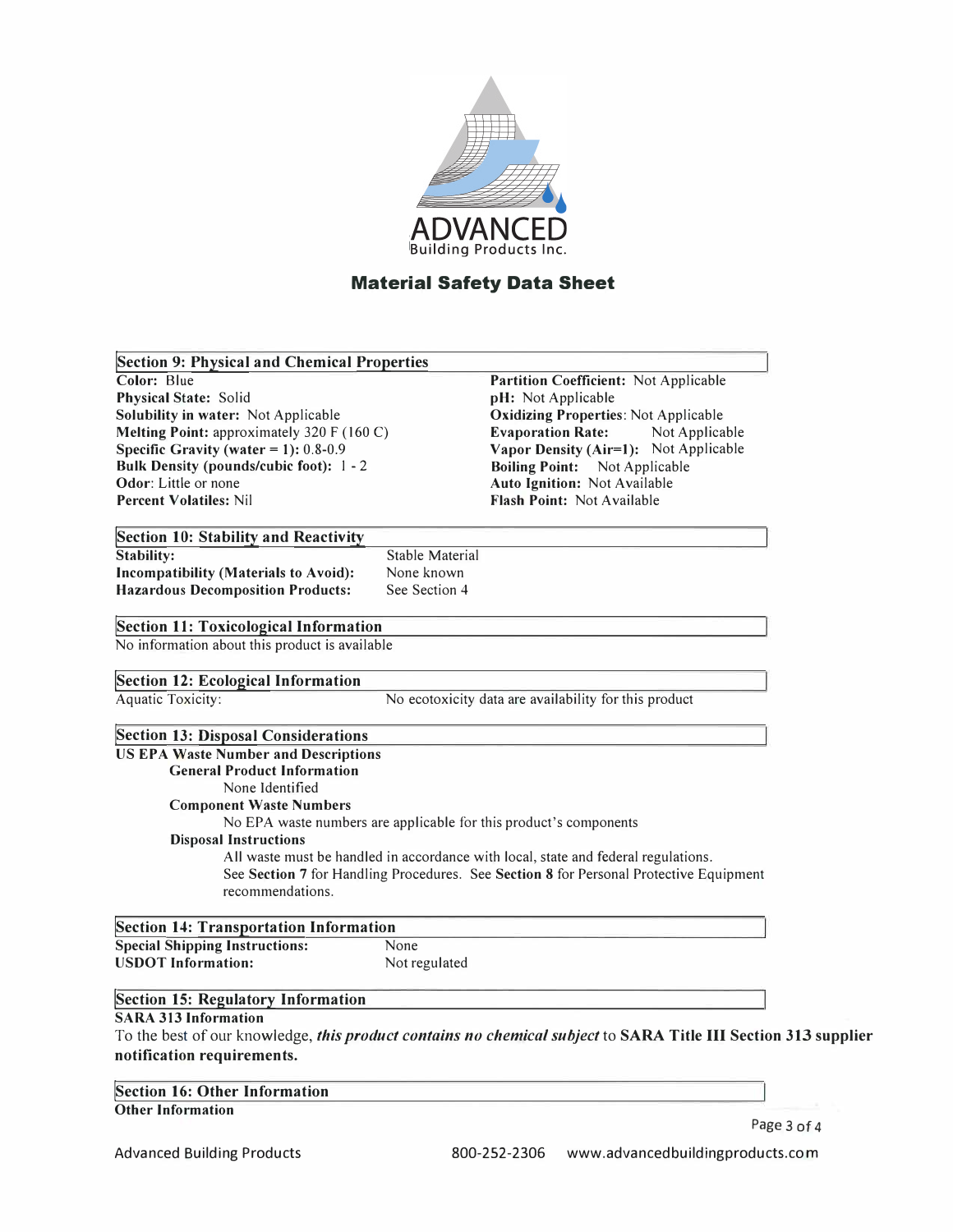ADVANCED
Building Products Inc.

# Material Safety Data Sheet

## Section 9: Physical and Chemical Properties

**Color:** Blue
**Physical State:** Solid
**Solubility in water:** Not Applicable
**Melting Point:** approximately 320 F (160 C)
**Specific Gravity (water = 1):** 0.8-0.9
**Bulk Density (pounds/cubic foot):** 1 - 2
**Odor**: Little or none
**Percent Volatiles:** Nil

**Partition Coefficient:** Not Applicable
**pH:** Not Applicable
**Oxidizing Properties**: Not Applicable
**Evaporation Rate:** Not Applicable
**Vapor Density (Air=1):** Not Applicable
**Boiling Point:** Not Applicable
**Auto Ignition:** Not Available
**Flash Point:** Not Available

## Section 10: Stability and Reactivity

| | |
|---|---|
| **Stability:** | Stable Material |
| **Incompatibility (Materials to Avoid):** | None known |
| **Hazardous Decomposition Products:** | See Section 4 |

## Section 11: Toxicological Information

No information about this product is available

## Section 12: Ecological Information

| | |
|---|---|
| Aquatic Toxicity: | No ecotoxicity data are availability for this product |

## Section 13: Disposal Considerations

**US EPA Waste Number and Descriptions**

**General Product Information**

None Identified

**Component Waste Numbers**

No EPA waste numbers are applicable for this product's components

**Disposal Instructions**

All waste must be handled in accordance with local, state and federal regulations.
See **Section 7** for Handling Procedures. See **Section 8** for Personal Protective Equipment recommendations.

## Section 14: Transportation Information

| | |
|---|---|
| **Special Shipping Instructions:** | None |
| **USDOT Information:** | Not regulated |

## Section 15: Regulatory Information

**SARA 313 Information**

To the best of our knowledge, ***this product contains no chemical subject*** to **SARA Title III Section 313 supplier notification requirements.**

## Section 16: Other Information

**Other Information**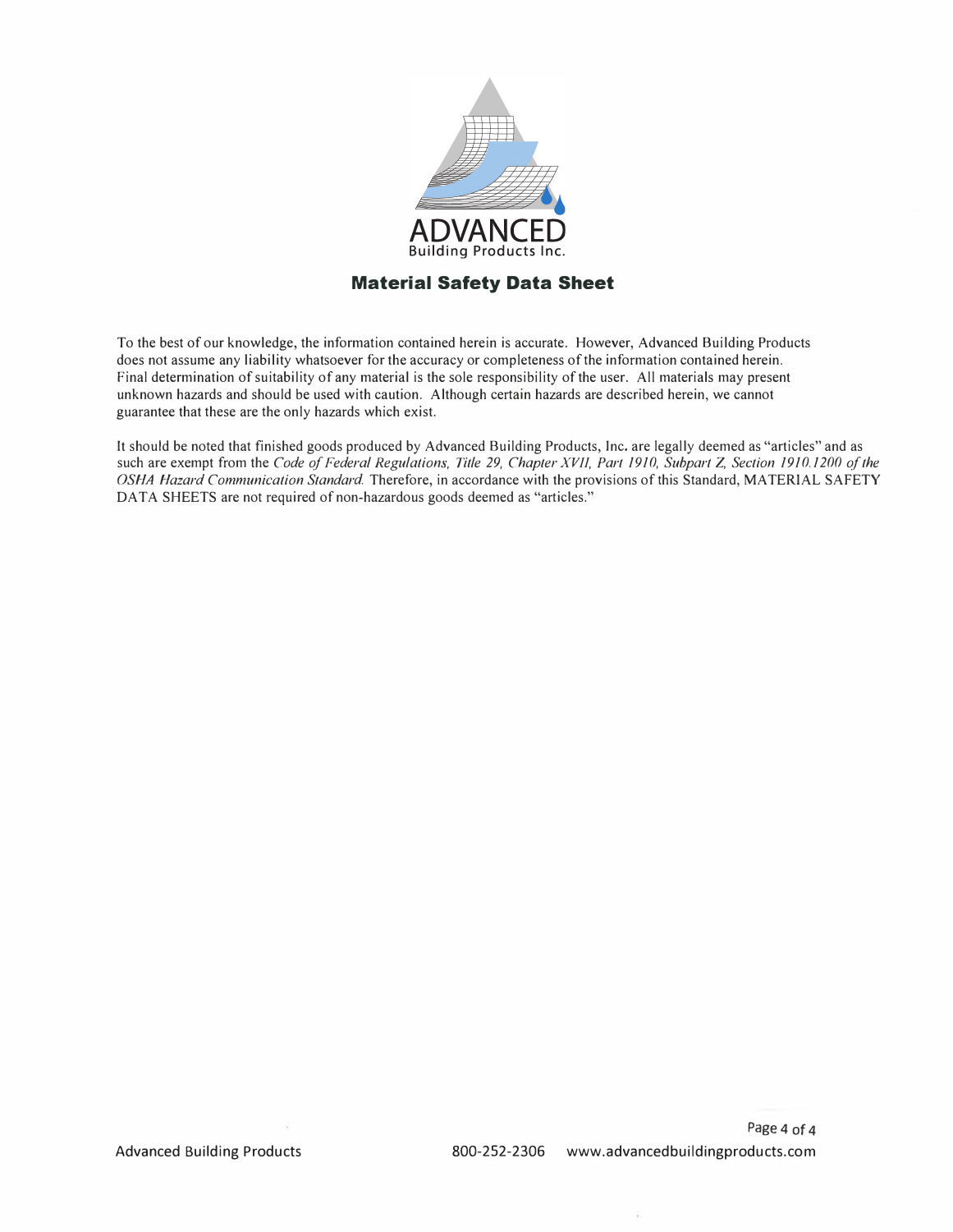ADVANCED
Building Products Inc.

## Material Safety Data Sheet

To the best of our knowledge, the information contained herein is accurate. However, Advanced Building Products does not assume any liability whatsoever for the accuracy or completeness of the information contained herein. Final determination of suitability of any material is the sole responsibility of the user. All materials may present unknown hazards and should be used with caution. Although certain hazards are described herein, we cannot guarantee that these are the only hazards which exist.

It should be noted that finished goods produced by Advanced Building Products, Inc. are legally deemed as "articles" and as such are exempt from the *Code of Federal Regulations, Title 29, Chapter XVII, Part 1910, Subpart Z, Section 1910.1200 of the OSHA Hazard Communication Standard.* Therefore, in accordance with the provisions of this Standard, MATERIAL SAFETY DATA SHEETS are not required of non-hazardous goods deemed as "articles."